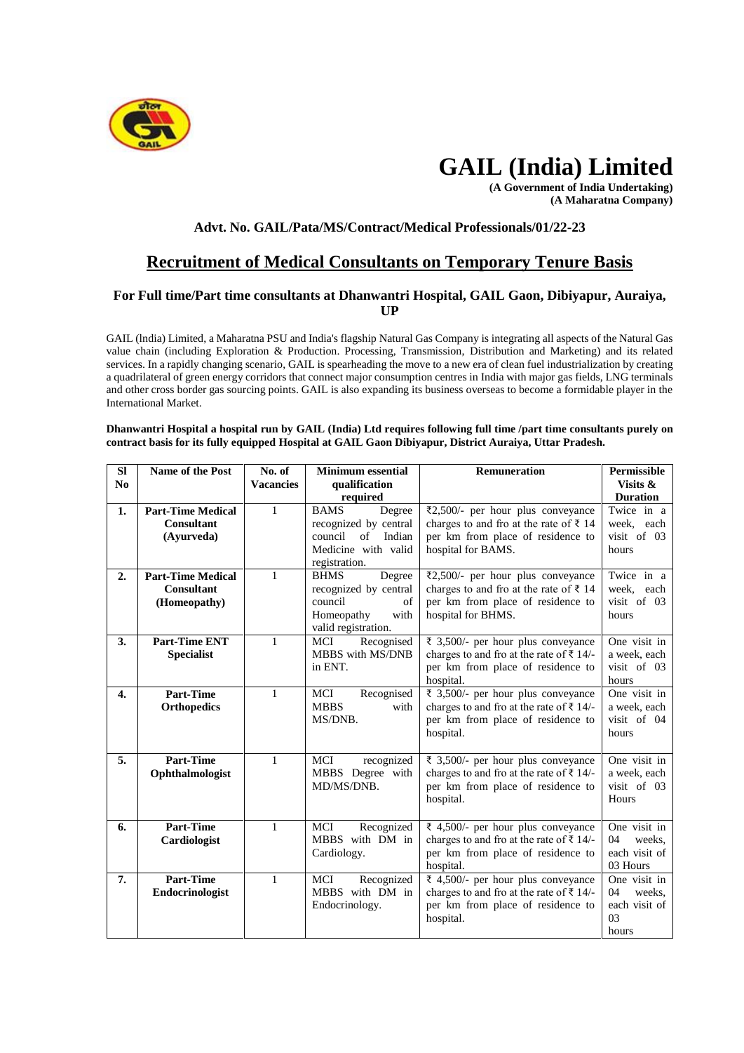# GAIL (India) Limited

**(A Government of India Undertaking)**
**(A Maharatna Company)**

**Advt. No. GAIL/Pata/MS/Contract/Medical Professionals/01/22-23**

## Recruitment of Medical Consultants on Temporary Tenure Basis

### For Full time/Part time consultants at Dhanwantri Hospital, GAIL Gaon, Dibiyapur, Auraiya, UP

GAIL (lndia) Limited, a Maharatna PSU and India's flagship Natural Gas Company is integrating all aspects of the Natural Gas value chain (including Exploration & Production. Processing, Transmission, Distribution and Marketing) and its related services. In a rapidly changing scenario, GAIL is spearheading the move to a new era of clean fuel industrialization by creating a quadrilateral of green energy corridors that connect major consumption centres in India with major gas fields, LNG terminals and other cross border gas sourcing points. GAIL is also expanding its business overseas to become a formidable player in the International Market.

**Dhanwantri Hospital a hospital run by GAIL (India) Ltd requires following full time /part time consultants purely on contract basis for its fully equipped Hospital at GAIL Gaon Dibiyapur, District Auraiya, Uttar Pradesh.**

| Sl No | Name of the Post | No. of Vacancies | Minimum essential qualification required | Remuneration | Permissible Visits & Duration |
|---|---|---|---|---|---|
| 1. | **Part-Time Medical Consultant (Ayurveda)** | 1 | BAMS Degree recognized by central council of Indian Medicine with valid registration. | ₹2,500/- per hour plus conveyance charges to and fro at the rate of ₹ 14 per km from place of residence to hospital for BAMS. | Twice in a week, each visit of 03 hours |
| 2. | **Part-Time Medical Consultant (Homeopathy)** | 1 | BHMS Degree recognized by central council of Homeopathy with valid registration. | ₹2,500/- per hour plus conveyance charges to and fro at the rate of ₹ 14 per km from place of residence to hospital for BHMS. | Twice in a week, each visit of 03 hours |
| 3. | **Part-Time ENT Specialist** | 1 | MCI Recognised MBBS with MS/DNB in ENT. | ₹ 3,500/- per hour plus conveyance charges to and fro at the rate of ₹ 14/- per km from place of residence to hospital. | One visit in a week, each visit of 03 hours |
| 4. | **Part-Time Orthopedics** | 1 | MCI Recognised MBBS with MS/DNB. | ₹ 3,500/- per hour plus conveyance charges to and fro at the rate of ₹ 14/- per km from place of residence to hospital. | One visit in a week, each visit of 04 hours |
| 5. | **Part-Time Ophthalmologist** | 1 | MCI recognized MBBS Degree with MD/MS/DNB. | ₹ 3,500/- per hour plus conveyance charges to and fro at the rate of ₹ 14/- per km from place of residence to hospital. | One visit in a week, each visit of 03 Hours |
| 6. | **Part-Time Cardiologist** | 1 | MCI Recognized MBBS with DM in Cardiology. | ₹ 4,500/- per hour plus conveyance charges to and fro at the rate of ₹ 14/- per km from place of residence to hospital. | One visit in 04 weeks, each visit of 03 Hours |
| 7. | **Part-Time Endocrinologist** | 1 | MCI Recognized MBBS with DM in Endocrinology. | ₹ 4,500/- per hour plus conveyance charges to and fro at the rate of ₹ 14/- per km from place of residence to hospital. | One visit in 04 weeks, each visit of 03 hours |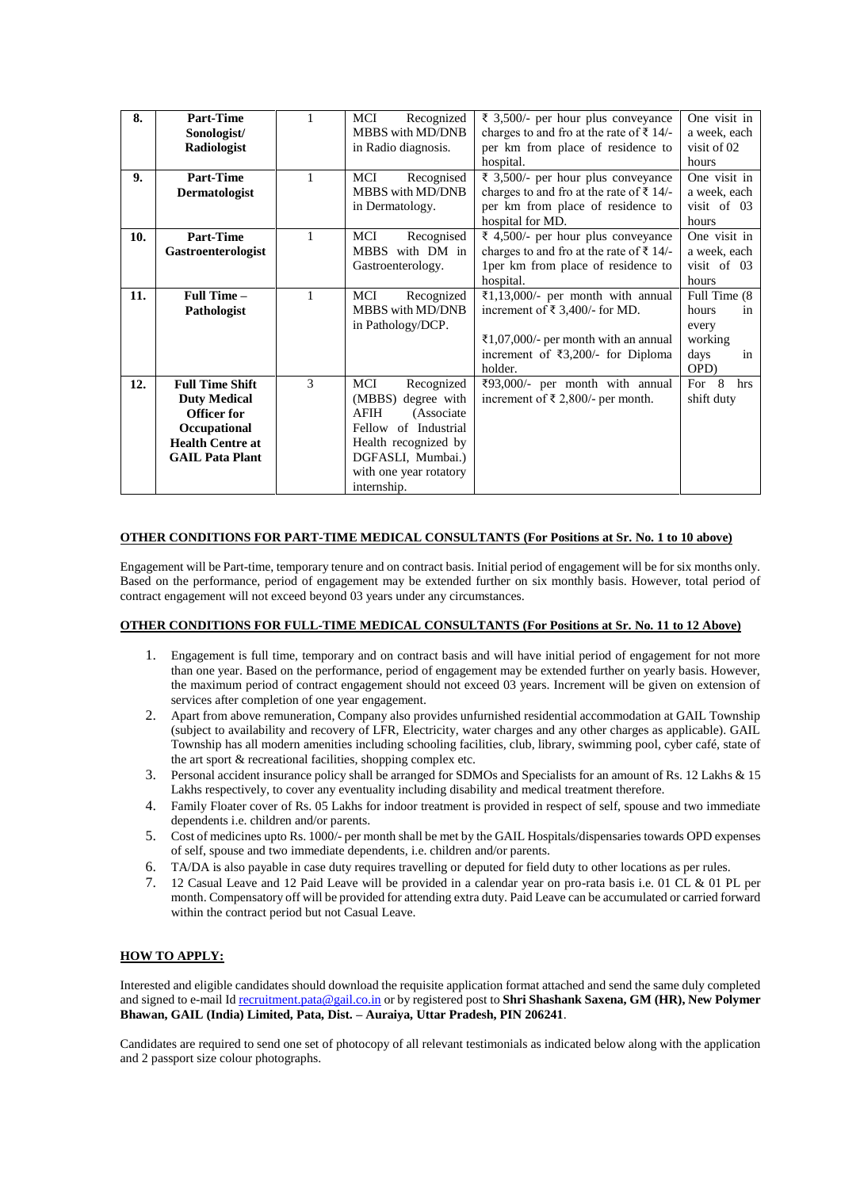| 8. | **Part-Time Sonologist/ Radiologist** | 1 | MCI Recognized MBBS with MD/DNB in Radio diagnosis. | ₹ 3,500/- per hour plus conveyance charges to and fro at the rate of ₹ 14/- per km from place of residence to hospital. | One visit in a week, each visit of 02 hours |
|---|---|---|---|---|---|
| 9. | **Part-Time Dermatologist** | 1 | MCI Recognised MBBS with MD/DNB in Dermatology. | ₹ 3,500/- per hour plus conveyance charges to and fro at the rate of ₹ 14/- per km from place of residence to hospital for MD. | One visit in a week, each visit of 03 hours |
| 10. | **Part-Time Gastroenterologist** | 1 | MCI Recognised MBBS with DM in Gastroenterology. | ₹ 4,500/- per hour plus conveyance charges to and fro at the rate of ₹ 14/- 1per km from place of residence to hospital. | One visit in a week, each visit of 03 hours |
| 11. | **Full Time – Pathologist** | 1 | MCI Recognized MBBS with MD/DNB in Pathology/DCP. | ₹1,13,000/- per month with annual increment of ₹ 3,400/- for MD.<br><br>₹1,07,000/- per month with an annual increment of ₹3,200/- for Diploma holder. | Full Time (8 hours in every working days in OPD) |
| 12. | **Full Time Shift Duty Medical Officer for Occupational Health Centre at GAIL Pata Plant** | 3 | MCI Recognized (MBBS) degree with AFIH (Associate Fellow of Industrial Health recognized by DGFASLI, Mumbai.) with one year rotatory internship. | ₹93,000/- per month with annual increment of ₹ 2,800/- per month. | For 8 hrs shift duty |

**OTHER CONDITIONS FOR PART-TIME MEDICAL CONSULTANTS (For Positions at Sr. No. 1 to 10 above)**

Engagement will be Part-time, temporary tenure and on contract basis. Initial period of engagement will be for six months only. Based on the performance, period of engagement may be extended further on six monthly basis. However, total period of contract engagement will not exceed beyond 03 years under any circumstances.

**OTHER CONDITIONS FOR FULL-TIME MEDICAL CONSULTANTS (For Positions at Sr. No. 11 to 12 Above)**

1. Engagement is full time, temporary and on contract basis and will have initial period of engagement for not more than one year. Based on the performance, period of engagement may be extended further on yearly basis. However, the maximum period of contract engagement should not exceed 03 years. Increment will be given on extension of services after completion of one year engagement.
2. Apart from above remuneration, Company also provides unfurnished residential accommodation at GAIL Township (subject to availability and recovery of LFR, Electricity, water charges and any other charges as applicable). GAIL Township has all modern amenities including schooling facilities, club, library, swimming pool, cyber café, state of the art sport & recreational facilities, shopping complex etc.
3. Personal accident insurance policy shall be arranged for SDMOs and Specialists for an amount of Rs. 12 Lakhs & 15 Lakhs respectively, to cover any eventuality including disability and medical treatment therefore.
4. Family Floater cover of Rs. 05 Lakhs for indoor treatment is provided in respect of self, spouse and two immediate dependents i.e. children and/or parents.
5. Cost of medicines upto Rs. 1000/- per month shall be met by the GAIL Hospitals/dispensaries towards OPD expenses of self, spouse and two immediate dependents, i.e. children and/or parents.
6. TA/DA is also payable in case duty requires travelling or deputed for field duty to other locations as per rules.
7. 12 Casual Leave and 12 Paid Leave will be provided in a calendar year on pro-rata basis i.e. 01 CL & 01 PL per month. Compensatory off will be provided for attending extra duty. Paid Leave can be accumulated or carried forward within the contract period but not Casual Leave.

**HOW TO APPLY:**

Interested and eligible candidates should download the requisite application format attached and send the same duly completed and signed to e-mail Id recruitment.pata@gail.co.in or by registered post to **Shri Shashank Saxena, GM (HR), New Polymer Bhawan, GAIL (India) Limited, Pata, Dist. – Auraiya, Uttar Pradesh, PIN 206241**.

Candidates are required to send one set of photocopy of all relevant testimonials as indicated below along with the application and 2 passport size colour photographs.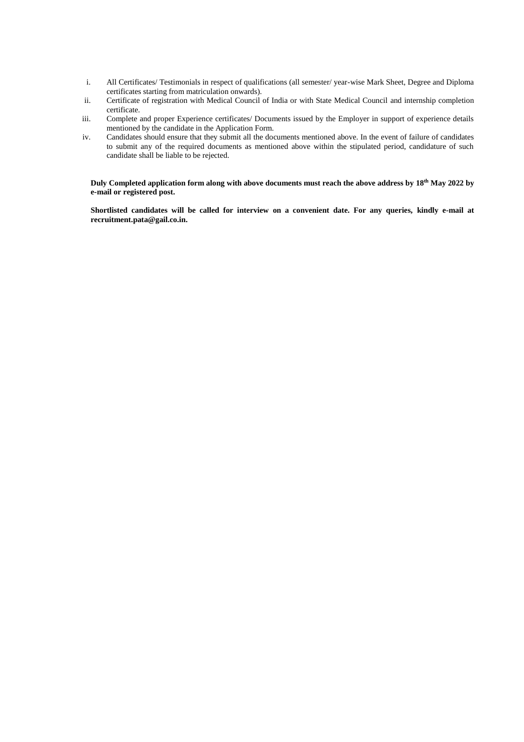i. All Certificates/ Testimonials in respect of qualifications (all semester/ year-wise Mark Sheet, Degree and Diploma certificates starting from matriculation onwards).
ii. Certificate of registration with Medical Council of India or with State Medical Council and internship completion certificate.
iii. Complete and proper Experience certificates/ Documents issued by the Employer in support of experience details mentioned by the candidate in the Application Form.
iv. Candidates should ensure that they submit all the documents mentioned above. In the event of failure of candidates to submit any of the required documents as mentioned above within the stipulated period, candidature of such candidate shall be liable to be rejected.

**Duly Completed application form along with above documents must reach the above address by 18th May 2022 by e-mail or registered post.**

**Shortlisted candidates will be called for interview on a convenient date. For any queries, kindly e-mail at recruitment.pata@gail.co.in.**